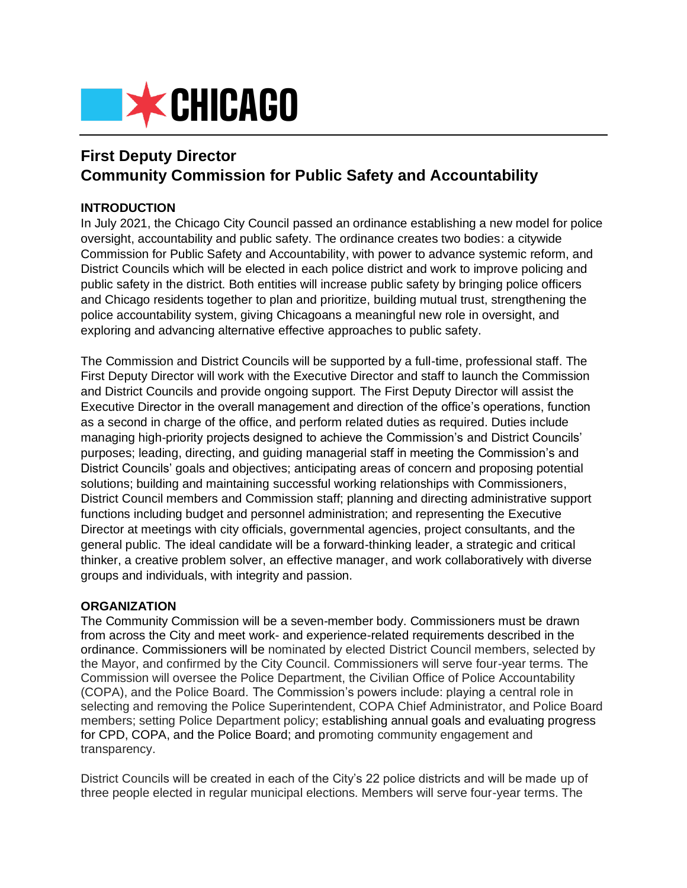# First Deputy Director
# Community Commission for Public Safety and Accountability

## INTRODUCTION

In July 2021, the Chicago City Council passed an ordinance establishing a new model for police oversight, accountability and public safety. The ordinance creates two bodies: a citywide Commission for Public Safety and Accountability, with power to advance systemic reform, and District Councils which will be elected in each police district and work to improve policing and public safety in the district. Both entities will increase public safety by bringing police officers and Chicago residents together to plan and prioritize, building mutual trust, strengthening the police accountability system, giving Chicagoans a meaningful new role in oversight, and exploring and advancing alternative effective approaches to public safety.

The Commission and District Councils will be supported by a full-time, professional staff. The First Deputy Director will work with the Executive Director and staff to launch the Commission and District Councils and provide ongoing support. The First Deputy Director will assist the Executive Director in the overall management and direction of the office's operations, function as a second in charge of the office, and perform related duties as required. Duties include managing high-priority projects designed to achieve the Commission's and District Councils' purposes; leading, directing, and guiding managerial staff in meeting the Commission's and District Councils' goals and objectives; anticipating areas of concern and proposing potential solutions; building and maintaining successful working relationships with Commissioners, District Council members and Commission staff; planning and directing administrative support functions including budget and personnel administration; and representing the Executive Director at meetings with city officials, governmental agencies, project consultants, and the general public. The ideal candidate will be a forward-thinking leader, a strategic and critical thinker, a creative problem solver, an effective manager, and work collaboratively with diverse groups and individuals, with integrity and passion.

## ORGANIZATION

The Community Commission will be a seven-member body. Commissioners must be drawn from across the City and meet work- and experience-related requirements described in the ordinance. Commissioners will be nominated by elected District Council members, selected by the Mayor, and confirmed by the City Council. Commissioners will serve four-year terms. The Commission will oversee the Police Department, the Civilian Office of Police Accountability (COPA), and the Police Board. The Commission's powers include: playing a central role in selecting and removing the Police Superintendent, COPA Chief Administrator, and Police Board members; setting Police Department policy; establishing annual goals and evaluating progress for CPD, COPA, and the Police Board; and promoting community engagement and transparency.

District Councils will be created in each of the City's 22 police districts and will be made up of three people elected in regular municipal elections. Members will serve four-year terms. The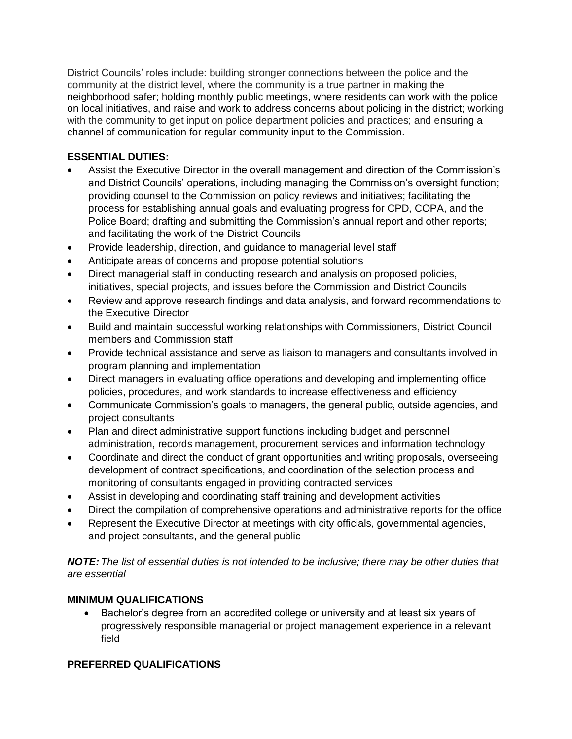District Councils' roles include: building stronger connections between the police and the community at the district level, where the community is a true partner in making the neighborhood safer; holding monthly public meetings, where residents can work with the police on local initiatives, and raise and work to address concerns about policing in the district; working with the community to get input on police department policies and practices; and ensuring a channel of communication for regular community input to the Commission.

**ESSENTIAL DUTIES:**

- Assist the Executive Director in the overall management and direction of the Commission's and District Councils' operations, including managing the Commission's oversight function; providing counsel to the Commission on policy reviews and initiatives; facilitating the process for establishing annual goals and evaluating progress for CPD, COPA, and the Police Board; drafting and submitting the Commission's annual report and other reports; and facilitating the work of the District Councils
- Provide leadership, direction, and guidance to managerial level staff
- Anticipate areas of concerns and propose potential solutions
- Direct managerial staff in conducting research and analysis on proposed policies, initiatives, special projects, and issues before the Commission and District Councils
- Review and approve research findings and data analysis, and forward recommendations to the Executive Director
- Build and maintain successful working relationships with Commissioners, District Council members and Commission staff
- Provide technical assistance and serve as liaison to managers and consultants involved in program planning and implementation
- Direct managers in evaluating office operations and developing and implementing office policies, procedures, and work standards to increase effectiveness and efficiency
- Communicate Commission's goals to managers, the general public, outside agencies, and project consultants
- Plan and direct administrative support functions including budget and personnel administration, records management, procurement services and information technology
- Coordinate and direct the conduct of grant opportunities and writing proposals, overseeing development of contract specifications, and coordination of the selection process and monitoring of consultants engaged in providing contracted services
- Assist in developing and coordinating staff training and development activities
- Direct the compilation of comprehensive operations and administrative reports for the office
- Represent the Executive Director at meetings with city officials, governmental agencies, and project consultants, and the general public

***NOTE:*** *The list of essential duties is not intended to be inclusive; there may be other duties that are essential*

**MINIMUM QUALIFICATIONS**

- Bachelor's degree from an accredited college or university and at least six years of progressively responsible managerial or project management experience in a relevant field

**PREFERRED QUALIFICATIONS**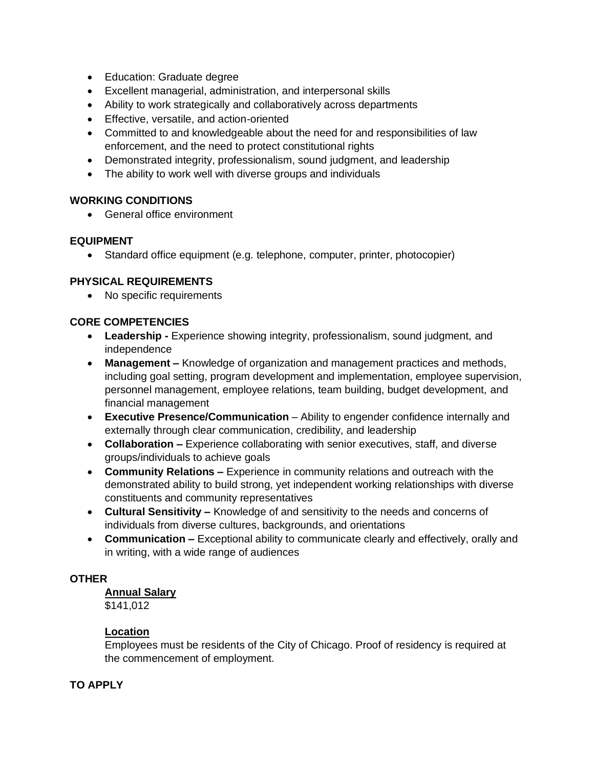- Education: Graduate degree
- Excellent managerial, administration, and interpersonal skills
- Ability to work strategically and collaboratively across departments
- Effective, versatile, and action-oriented
- Committed to and knowledgeable about the need for and responsibilities of law enforcement, and the need to protect constitutional rights
- Demonstrated integrity, professionalism, sound judgment, and leadership
- The ability to work well with diverse groups and individuals

**WORKING CONDITIONS**

- General office environment

**EQUIPMENT**

- Standard office equipment (e.g. telephone, computer, printer, photocopier)

**PHYSICAL REQUIREMENTS**

- No specific requirements

**CORE COMPETENCIES**

- **Leadership -** Experience showing integrity, professionalism, sound judgment, and independence
- **Management –** Knowledge of organization and management practices and methods, including goal setting, program development and implementation, employee supervision, personnel management, employee relations, team building, budget development, and financial management
- **Executive Presence/Communication** – Ability to engender confidence internally and externally through clear communication, credibility, and leadership
- **Collaboration –** Experience collaborating with senior executives, staff, and diverse groups/individuals to achieve goals
- **Community Relations –** Experience in community relations and outreach with the demonstrated ability to build strong, yet independent working relationships with diverse constituents and community representatives
- **Cultural Sensitivity –** Knowledge of and sensitivity to the needs and concerns of individuals from diverse cultures, backgrounds, and orientations
- **Communication –** Exceptional ability to communicate clearly and effectively, orally and in writing, with a wide range of audiences

**OTHER**

**Annual Salary**
$141,012

**Location**
Employees must be residents of the City of Chicago. Proof of residency is required at the commencement of employment.

**TO APPLY**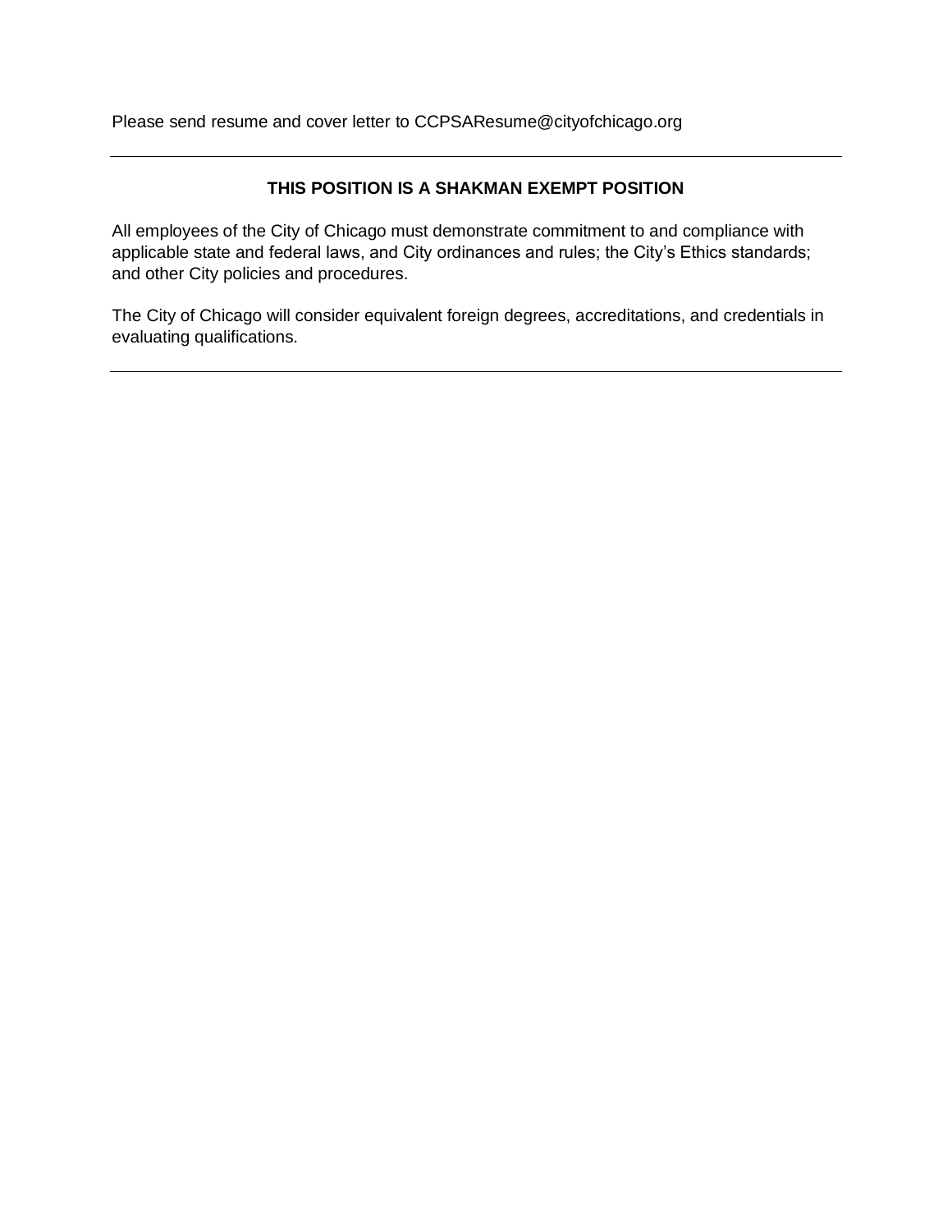Please send resume and cover letter to CCPSAResume@cityofchicago.org

---

**THIS POSITION IS A SHAKMAN EXEMPT POSITION**

All employees of the City of Chicago must demonstrate commitment to and compliance with applicable state and federal laws, and City ordinances and rules; the City's Ethics standards; and other City policies and procedures.

The City of Chicago will consider equivalent foreign degrees, accreditations, and credentials in evaluating qualifications.

---